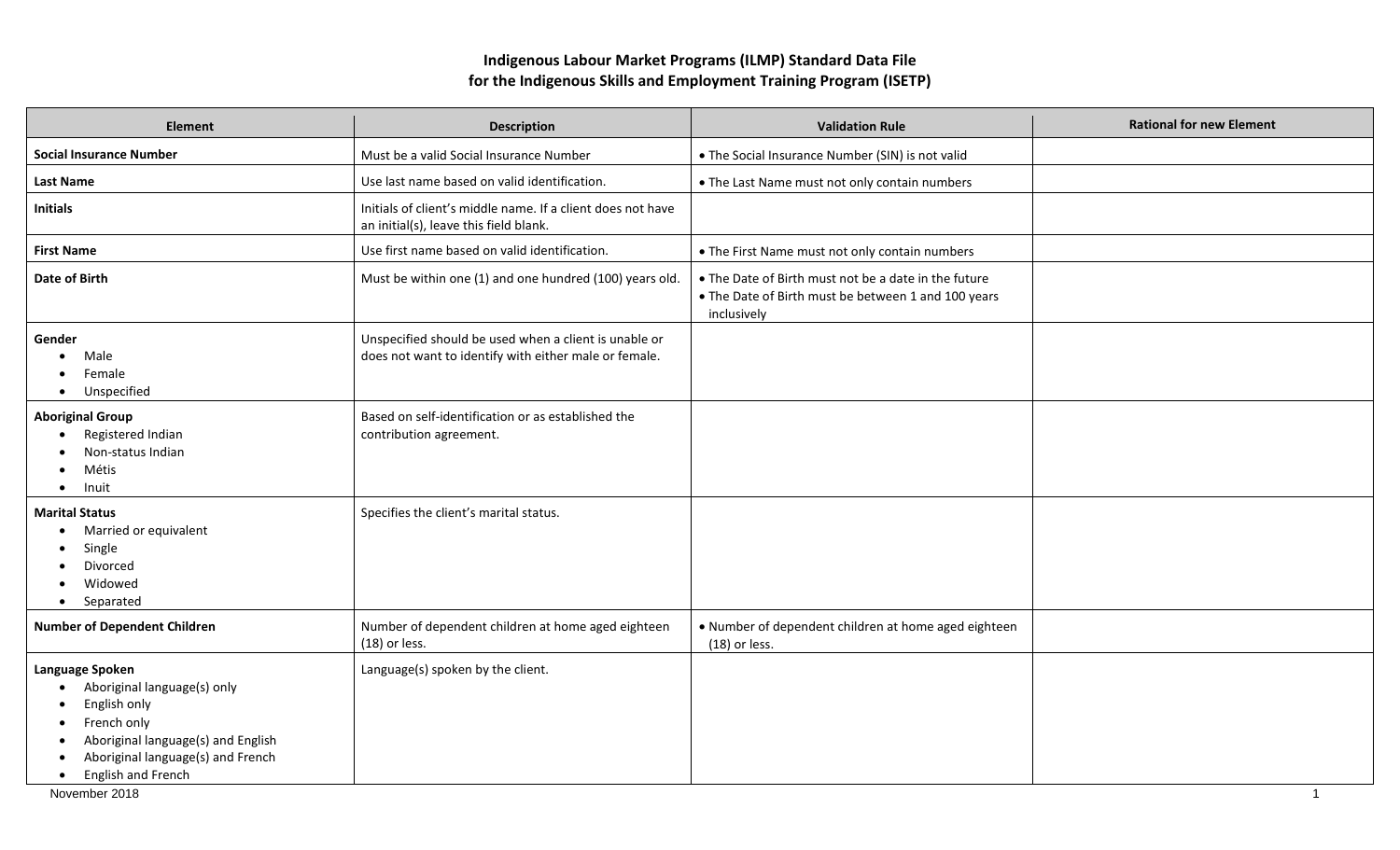# Indigenous Labour Market Programs (ILMP) Standard Data File for the Indigenous Skills and Employment Training Program (ISETP)

| Element | Description | Validation Rule | Rational for new Element |
|---|---|---|---|
| **Social Insurance Number** | Must be a valid Social Insurance Number | • The Social Insurance Number (SIN) is not valid | |
| **Last Name** | Use last name based on valid identification. | • The Last Name must not only contain numbers | |
| **Initials** | Initials of client's middle name. If a client does not have an initial(s), leave this field blank. | | |
| **First Name** | Use first name based on valid identification. | • The First Name must not only contain numbers | |
| **Date of Birth** | Must be within one (1) and one hundred (100) years old. | • The Date of Birth must not be a date in the future<br>• The Date of Birth must be between 1 and 100 years inclusively | |
| **Gender**<br>• Male<br>• Female<br>• Unspecified | Unspecified should be used when a client is unable or does not want to identify with either male or female. | | |
| **Aboriginal Group**<br>• Registered Indian<br>• Non-status Indian<br>• Métis<br>• Inuit | Based on self-identification or as established the contribution agreement. | | |
| **Marital Status**<br>• Married or equivalent<br>• Single<br>• Divorced<br>• Widowed<br>• Separated | Specifies the client's marital status. | | |
| **Number of Dependent Children** | Number of dependent children at home aged eighteen (18) or less. | • Number of dependent children at home aged eighteen (18) or less. | |
| **Language Spoken**<br>• Aboriginal language(s) only<br>• English only<br>• French only<br>• Aboriginal language(s) and English<br>• Aboriginal language(s) and French<br>• English and French | Language(s) spoken by the client. | | |

November 2018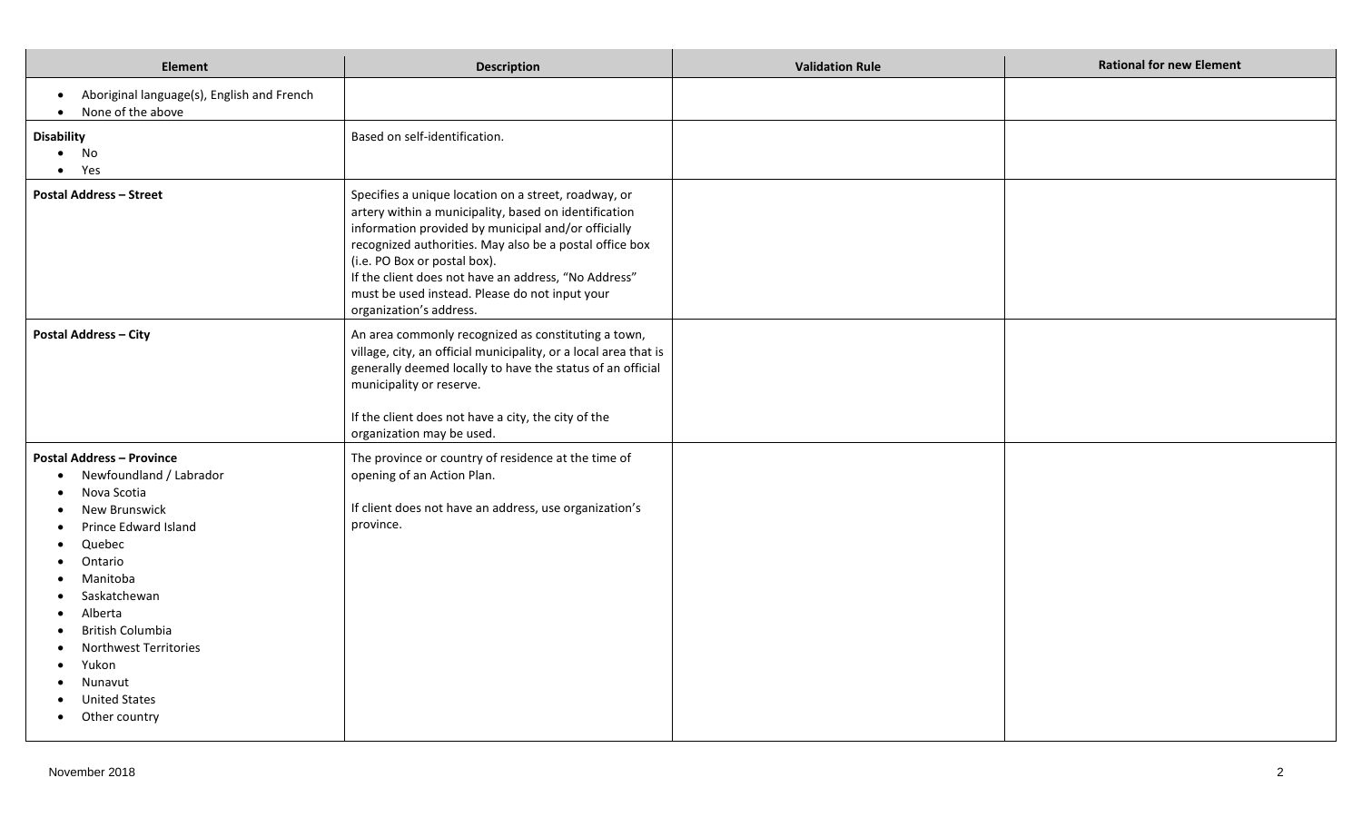| Element | Description | Validation Rule | Rational for new Element |
|---|---|---|---|
| • Aboriginal language(s), English and French<br>• None of the above | | | |
| **Disability**<br>• No<br>• Yes | Based on self-identification. | | |
| **Postal Address – Street** | Specifies a unique location on a street, roadway, or artery within a municipality, based on identification information provided by municipal and/or officially recognized authorities. May also be a postal office box (i.e. PO Box or postal box).<br>If the client does not have an address, "No Address" must be used instead. Please do not input your organization's address. | | |
| **Postal Address – City** | An area commonly recognized as constituting a town, village, city, an official municipality, or a local area that is generally deemed locally to have the status of an official municipality or reserve.<br><br>If the client does not have a city, the city of the organization may be used. | | |
| **Postal Address – Province**<br>• Newfoundland / Labrador<br>• Nova Scotia<br>• New Brunswick<br>• Prince Edward Island<br>• Quebec<br>• Ontario<br>• Manitoba<br>• Saskatchewan<br>• Alberta<br>• British Columbia<br>• Northwest Territories<br>• Yukon<br>• Nunavut<br>• United States<br>• Other country | The province or country of residence at the time of opening of an Action Plan.<br><br>If client does not have an address, use organization's province. | | |

November 2018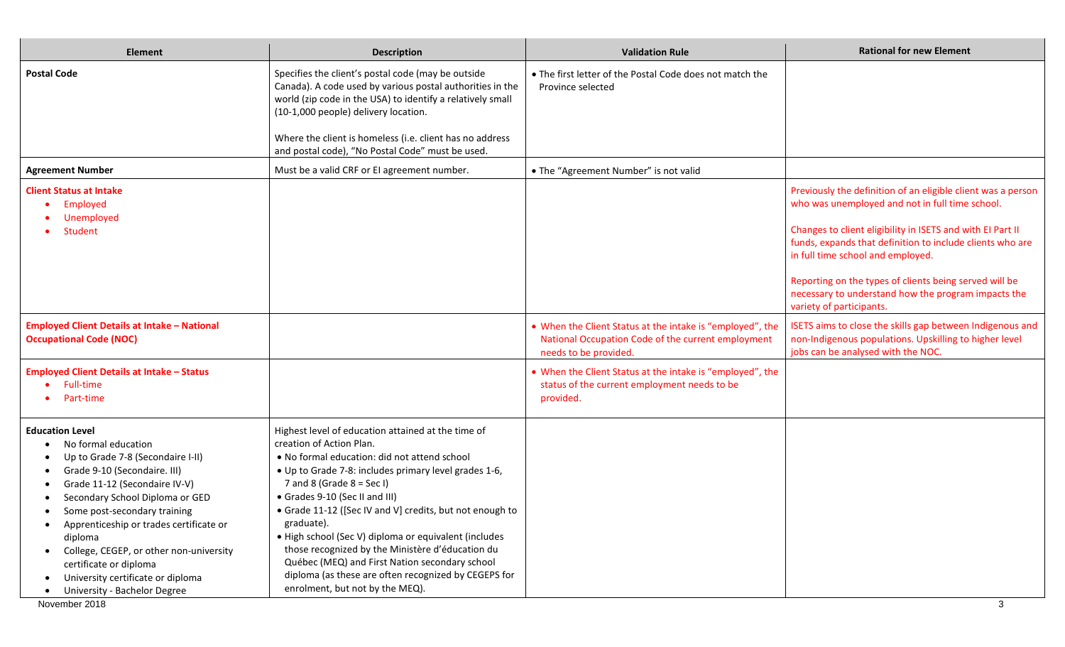| Element | Description | Validation Rule | Rational for new Element |
|---|---|---|---|
| **Postal Code** | Specifies the client's postal code (may be outside Canada). A code used by various postal authorities in the world (zip code in the USA) to identify a relatively small (10-1,000 people) delivery location.<br><br>Where the client is homeless (i.e. client has no address and postal code), "No Postal Code" must be used. | • The first letter of the Postal Code does not match the Province selected | |
| **Agreement Number** | Must be a valid CRF or EI agreement number. | • The "Agreement Number" is not valid | |
| **Client Status at Intake**<br>• Employed<br>• Unemployed<br>• Student | | | Previously the definition of an eligible client was a person who was unemployed and not in full time school.<br><br>Changes to client eligibility in ISETS and with EI Part II funds, expands that definition to include clients who are in full time school and employed.<br><br>Reporting on the types of clients being served will be necessary to understand how the program impacts the variety of participants. |
| **Employed Client Details at Intake – National Occupational Code (NOC)** | | • When the Client Status at the intake is "employed", the National Occupation Code of the current employment needs to be provided. | ISETS aims to close the skills gap between Indigenous and non-Indigenous populations. Upskilling to higher level jobs can be analysed with the NOC. |
| **Employed Client Details at Intake – Status**<br>• Full-time<br>• Part-time | | • When the Client Status at the intake is "employed", the status of the current employment needs to be provided. | |
| **Education Level**<br>• No formal education<br>• Up to Grade 7-8 (Secondaire I-II)<br>• Grade 9-10 (Secondaire. III)<br>• Grade 11-12 (Secondaire IV-V)<br>• Secondary School Diploma or GED<br>• Some post-secondary training<br>• Apprenticeship or trades certificate or diploma<br>• College, CEGEP, or other non-university certificate or diploma<br>• University certificate or diploma<br>• University - Bachelor Degree | Highest level of education attained at the time of creation of Action Plan.<br>• No formal education: did not attend school<br>• Up to Grade 7-8: includes primary level grades 1-6, 7 and 8 (Grade 8 = Sec I)<br>• Grades 9-10 (Sec II and III)<br>• Grade 11-12 ([Sec IV and V] credits, but not enough to graduate).<br>• High school (Sec V) diploma or equivalent (includes those recognized by the Ministère d'éducation du Québec (MEQ) and First Nation secondary school diploma (as these are often recognized by CEGEPS for enrolment, but not by the MEQ). | | |

November 2018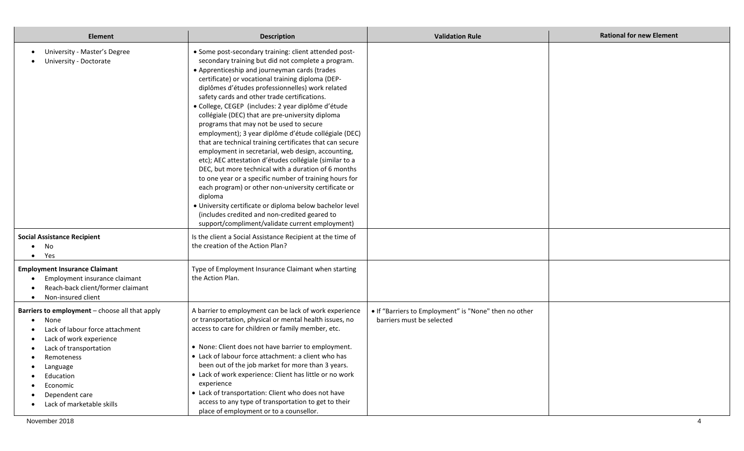| Element | Description | Validation Rule | Rational for new Element |
|---|---|---|---|
| • University - Master's Degree<br>• University - Doctorate | • Some post-secondary training: client attended post-secondary training but did not complete a program.<br>• Apprenticeship and journeyman cards (trades certificate) or vocational training diploma (DEP- diplômes d'études professionnelles) work related safety cards and other trade certifications.<br>• College, CEGEP (includes: 2 year diplôme d'étude collégiale (DEC) that are pre-university diploma programs that may not be used to secure employment); 3 year diplôme d'étude collégiale (DEC) that are technical training certificates that can secure employment in secretarial, web design, accounting, etc); AEC attestation d'études collégiale (similar to a DEC, but more technical with a duration of 6 months to one year or a specific number of training hours for each program) or other non-university certificate or diploma<br>• University certificate or diploma below bachelor level (includes credited and non-credited geared to support/compliment/validate current employment) | | |
| **Social Assistance Recipient**<br>• No<br>• Yes | Is the client a Social Assistance Recipient at the time of the creation of the Action Plan? | | |
| **Employment Insurance Claimant**<br>• Employment insurance claimant<br>• Reach-back client/former claimant<br>• Non-insured client | Type of Employment Insurance Claimant when starting the Action Plan. | | |
| **Barriers to employment** – choose all that apply<br>• None<br>• Lack of labour force attachment<br>• Lack of work experience<br>• Lack of transportation<br>• Remoteness<br>• Language<br>• Education<br>• Economic<br>• Dependent care<br>• Lack of marketable skills | A barrier to employment can be lack of work experience or transportation, physical or mental health issues, no access to care for children or family member, etc.<br><br>• None: Client does not have barrier to employment.<br>• Lack of labour force attachment: a client who has been out of the job market for more than 3 years.<br>• Lack of work experience: Client has little or no work experience<br>• Lack of transportation: Client who does not have access to any type of transportation to get to their place of employment or to a counsellor. | • If "Barriers to Employment" is "None" then no other barriers must be selected | |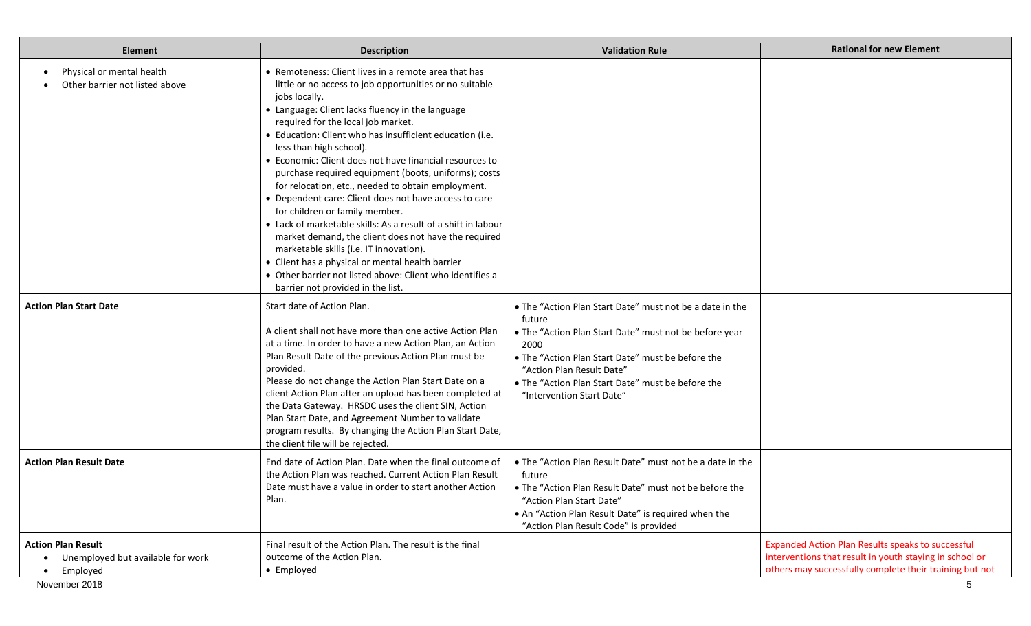| Element | Description | Validation Rule | Rational for new Element |
|---|---|---|---|
| • Physical or mental health<br>• Other barrier not listed above | • Remoteness: Client lives in a remote area that has little or no access to job opportunities or no suitable jobs locally.<br>• Language: Client lacks fluency in the language required for the local job market.<br>• Education: Client who has insufficient education (i.e. less than high school).<br>• Economic: Client does not have financial resources to purchase required equipment (boots, uniforms); costs for relocation, etc., needed to obtain employment.<br>• Dependent care: Client does not have access to care for children or family member.<br>• Lack of marketable skills: As a result of a shift in labour market demand, the client does not have the required marketable skills (i.e. IT innovation).<br>• Client has a physical or mental health barrier<br>• Other barrier not listed above: Client who identifies a barrier not provided in the list. | | |
| **Action Plan Start Date** | Start date of Action Plan.<br><br>A client shall not have more than one active Action Plan at a time. In order to have a new Action Plan, an Action Plan Result Date of the previous Action Plan must be provided.<br>Please do not change the Action Plan Start Date on a client Action Plan after an upload has been completed at the Data Gateway. HRSDC uses the client SIN, Action Plan Start Date, and Agreement Number to validate program results. By changing the Action Plan Start Date, the client file will be rejected. | • The "Action Plan Start Date" must not be a date in the future<br>• The "Action Plan Start Date" must not be before year 2000<br>• The "Action Plan Start Date" must be before the "Action Plan Result Date"<br>• The "Action Plan Start Date" must be before the "Intervention Start Date" | |
| **Action Plan Result Date** | End date of Action Plan. Date when the final outcome of the Action Plan was reached. Current Action Plan Result Date must have a value in order to start another Action Plan. | • The "Action Plan Result Date" must not be a date in the future<br>• The "Action Plan Result Date" must not be before the "Action Plan Start Date"<br>• An "Action Plan Result Date" is required when the "Action Plan Result Code" is provided | |
| **Action Plan Result**<br>• Unemployed but available for work<br>• Employed | Final result of the Action Plan. The result is the final outcome of the Action Plan.<br>• Employed | | Expanded Action Plan Results speaks to successful interventions that result in youth staying in school or others may successfully complete their training but not |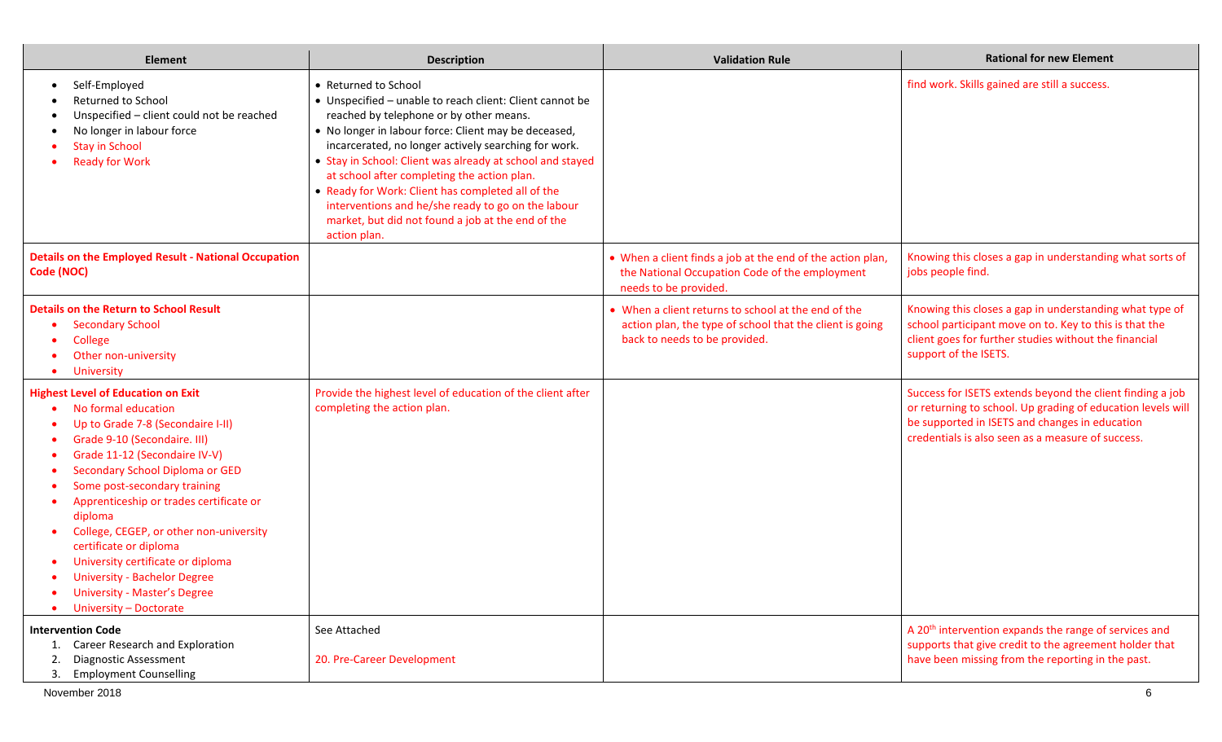| Element | Description | Validation Rule | Rational for new Element |
|---|---|---|---|
| • Self-Employed<br>• Returned to School<br>• Unspecified – client could not be reached<br>• No longer in labour force<br>• Stay in School<br>• Ready for Work | • Returned to School<br>• Unspecified – unable to reach client: Client cannot be reached by telephone or by other means.<br>• No longer in labour force: Client may be deceased, incarcerated, no longer actively searching for work.<br>• Stay in School: Client was already at school and stayed at school after completing the action plan.<br>• Ready for Work: Client has completed all of the interventions and he/she ready to go on the labour market, but did not found a job at the end of the action plan. | | find work. Skills gained are still a success. |
| **Details on the Employed Result - National Occupation Code (NOC)** | | • When a client finds a job at the end of the action plan, the National Occupation Code of the employment needs to be provided. | Knowing this closes a gap in understanding what sorts of jobs people find. |
| **Details on the Return to School Result**<br>• Secondary School<br>• College<br>• Other non-university<br>• University | | • When a client returns to school at the end of the action plan, the type of school that the client is going back to needs to be provided. | Knowing this closes a gap in understanding what type of school participant move on to. Key to this is that the client goes for further studies without the financial support of the ISETS. |
| **Highest Level of Education on Exit**<br>• No formal education<br>• Up to Grade 7-8 (Secondaire I-II)<br>• Grade 9-10 (Secondaire. III)<br>• Grade 11-12 (Secondaire IV-V)<br>• Secondary School Diploma or GED<br>• Some post-secondary training<br>• Apprenticeship or trades certificate or diploma<br>• College, CEGEP, or other non-university certificate or diploma<br>• University certificate or diploma<br>• University - Bachelor Degree<br>• University - Master's Degree<br>• University – Doctorate | Provide the highest level of education of the client after completing the action plan. | | Success for ISETS extends beyond the client finding a job or returning to school. Up grading of education levels will be supported in ISETS and changes in education credentials is also seen as a measure of success. |
| **Intervention Code**<br>1. Career Research and Exploration<br>2. Diagnostic Assessment<br>3. Employment Counselling | See Attached<br><br>20. Pre-Career Development | | A 20th intervention expands the range of services and supports that give credit to the agreement holder that have been missing from the reporting in the past. |

November 2018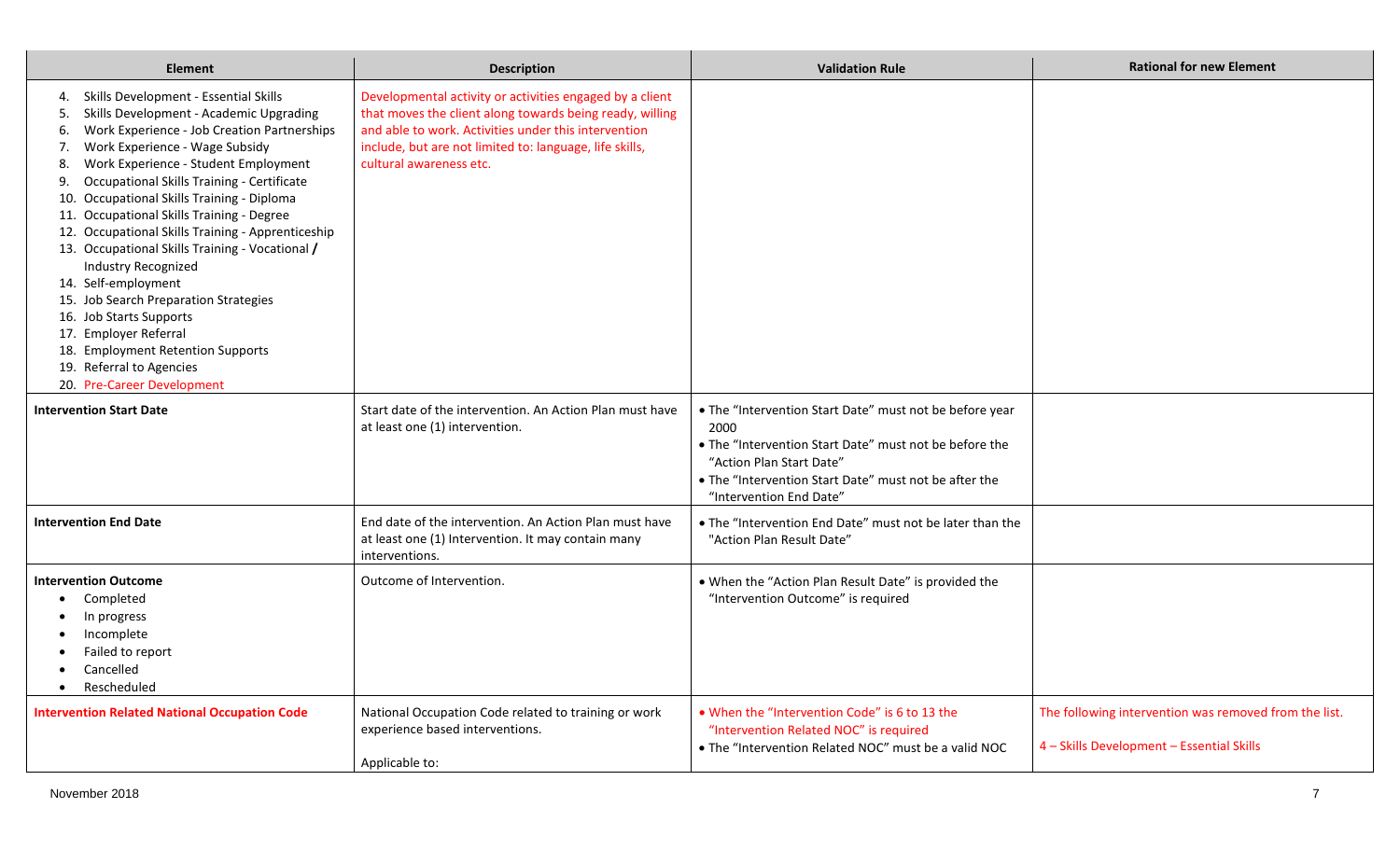| Element | Description | Validation Rule | Rational for new Element |
|---|---|---|---|
| 4. Skills Development - Essential Skills<br>5. Skills Development - Academic Upgrading<br>6. Work Experience - Job Creation Partnerships<br>7. Work Experience - Wage Subsidy<br>8. Work Experience - Student Employment<br>9. Occupational Skills Training - Certificate<br>10. Occupational Skills Training - Diploma<br>11. Occupational Skills Training - Degree<br>12. Occupational Skills Training - Apprenticeship<br>13. Occupational Skills Training - Vocational / Industry Recognized<br>14. Self-employment<br>15. Job Search Preparation Strategies<br>16. Job Starts Supports<br>17. Employer Referral<br>18. Employment Retention Supports<br>19. Referral to Agencies<br>20. Pre-Career Development | Developmental activity or activities engaged by a client that moves the client along towards being ready, willing and able to work. Activities under this intervention include, but are not limited to: language, life skills, cultural awareness etc. | | |
| **Intervention Start Date** | Start date of the intervention. An Action Plan must have at least one (1) intervention. | • The "Intervention Start Date" must not be before year 2000<br>• The "Intervention Start Date" must not be before the "Action Plan Start Date"<br>• The "Intervention Start Date" must not be after the "Intervention End Date" | |
| **Intervention End Date** | End date of the intervention. An Action Plan must have at least one (1) Intervention. It may contain many interventions. | • The "Intervention End Date" must not be later than the "Action Plan Result Date" | |
| **Intervention Outcome**<br>• Completed<br>• In progress<br>• Incomplete<br>• Failed to report<br>• Cancelled<br>• Rescheduled | Outcome of Intervention. | • When the "Action Plan Result Date" is provided the "Intervention Outcome" is required | |
| **Intervention Related National Occupation Code** | National Occupation Code related to training or work experience based interventions.<br><br>Applicable to: | • When the "Intervention Code" is 6 to 13 the "Intervention Related NOC" is required<br>• The "Intervention Related NOC" must be a valid NOC | The following intervention was removed from the list.<br><br>4 – Skills Development – Essential Skills |

November 2018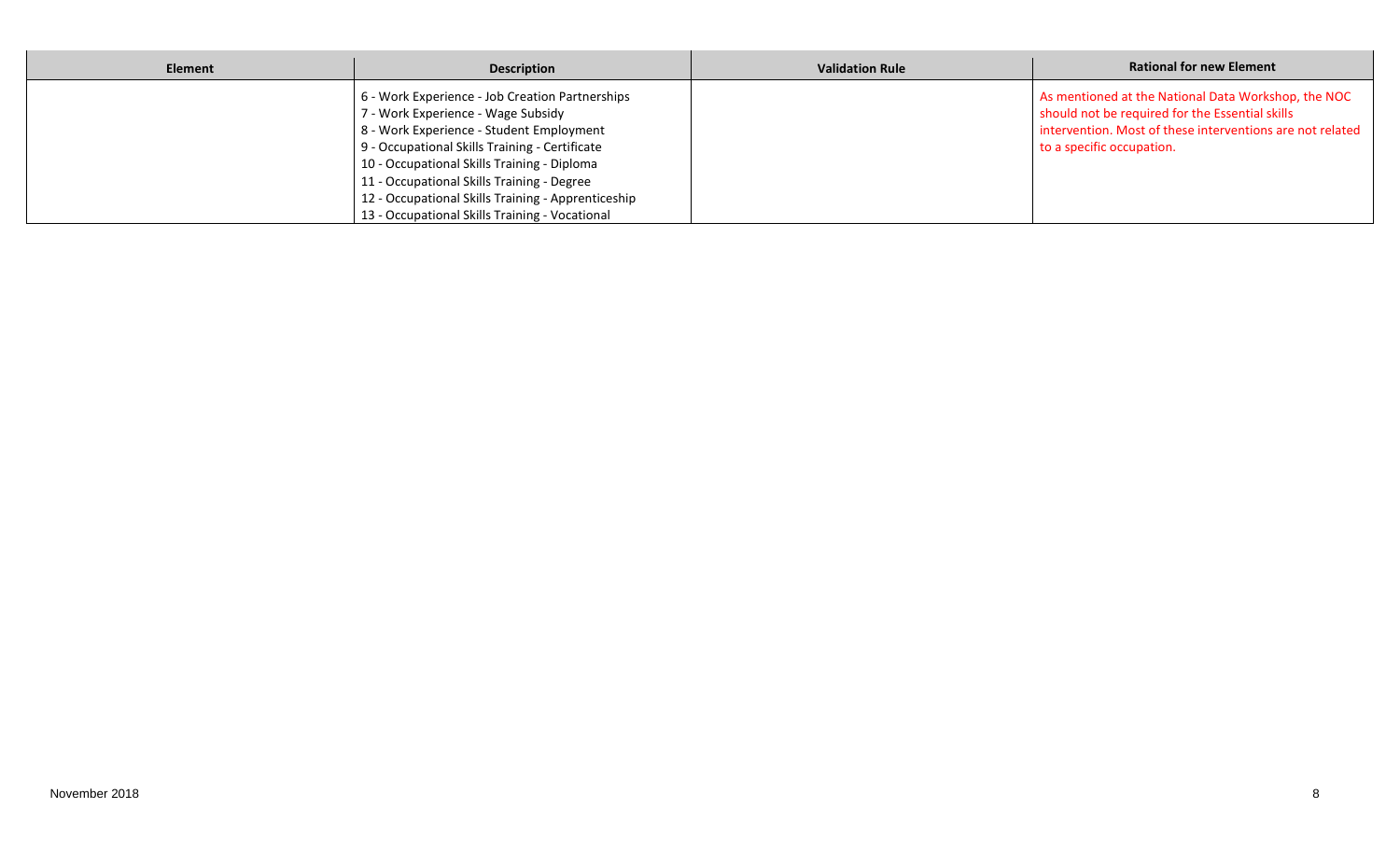| Element | Description | Validation Rule | Rational for new Element |
|---|---|---|---|
| | 6 - Work Experience - Job Creation Partnerships<br>7 - Work Experience - Wage Subsidy<br>8 - Work Experience - Student Employment<br>9 - Occupational Skills Training - Certificate<br>10 - Occupational Skills Training - Diploma<br>11 - Occupational Skills Training - Degree<br>12 - Occupational Skills Training - Apprenticeship<br>13 - Occupational Skills Training - Vocational | | As mentioned at the National Data Workshop, the NOC should not be required for the Essential skills intervention. Most of these interventions are not related to a specific occupation. |

November 2018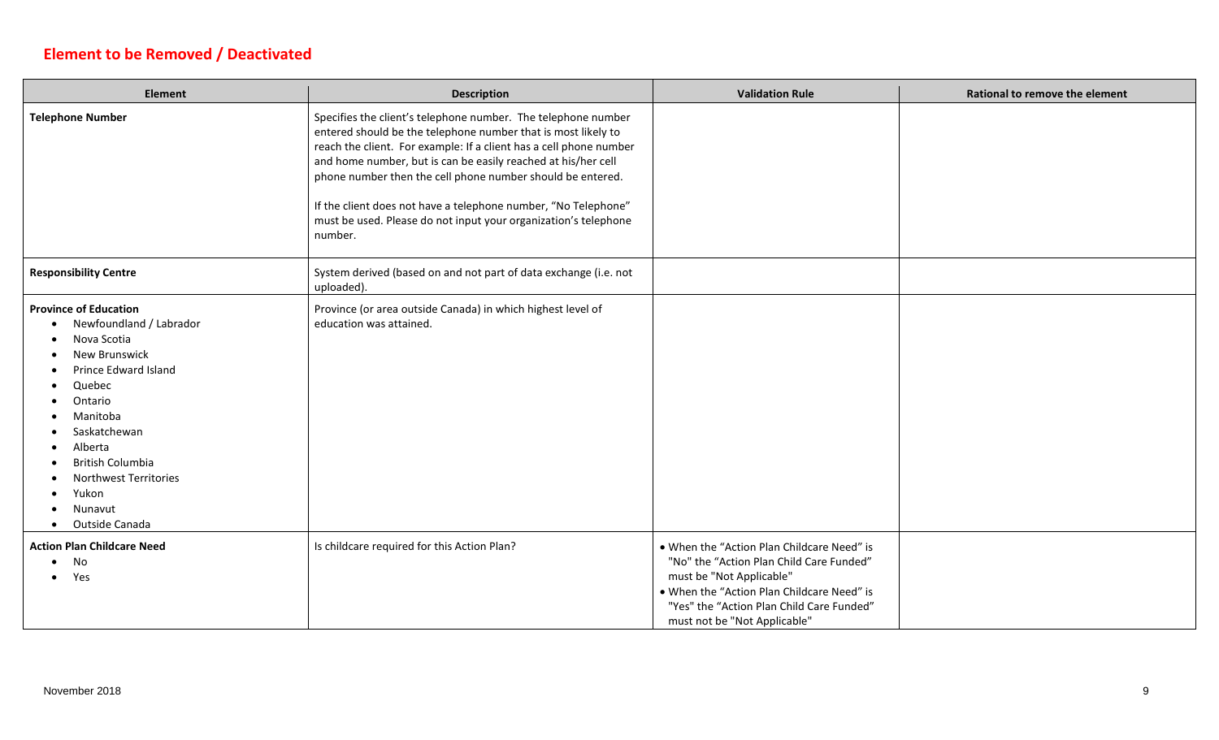## Element to be Removed / Deactivated

| Element | Description | Validation Rule | Rational to remove the element |
|---|---|---|---|
| **Telephone Number** | Specifies the client's telephone number. The telephone number entered should be the telephone number that is most likely to reach the client. For example: If a client has a cell phone number and home number, but is can be easily reached at his/her cell phone number then the cell phone number should be entered.<br><br>If the client does not have a telephone number, "No Telephone" must be used. Please do not input your organization's telephone number. | | |
| **Responsibility Centre** | System derived (based on and not part of data exchange (i.e. not uploaded). | | |
| **Province of Education**<br>• Newfoundland / Labrador<br>• Nova Scotia<br>• New Brunswick<br>• Prince Edward Island<br>• Quebec<br>• Ontario<br>• Manitoba<br>• Saskatchewan<br>• Alberta<br>• British Columbia<br>• Northwest Territories<br>• Yukon<br>• Nunavut<br>• Outside Canada | Province (or area outside Canada) in which highest level of education was attained. | | |
| **Action Plan Childcare Need**<br>• No<br>• Yes | Is childcare required for this Action Plan? | • When the "Action Plan Childcare Need" is "No" the "Action Plan Child Care Funded" must be "Not Applicable"<br>• When the "Action Plan Childcare Need" is "Yes" the "Action Plan Child Care Funded" must not be "Not Applicable" | |

November 2018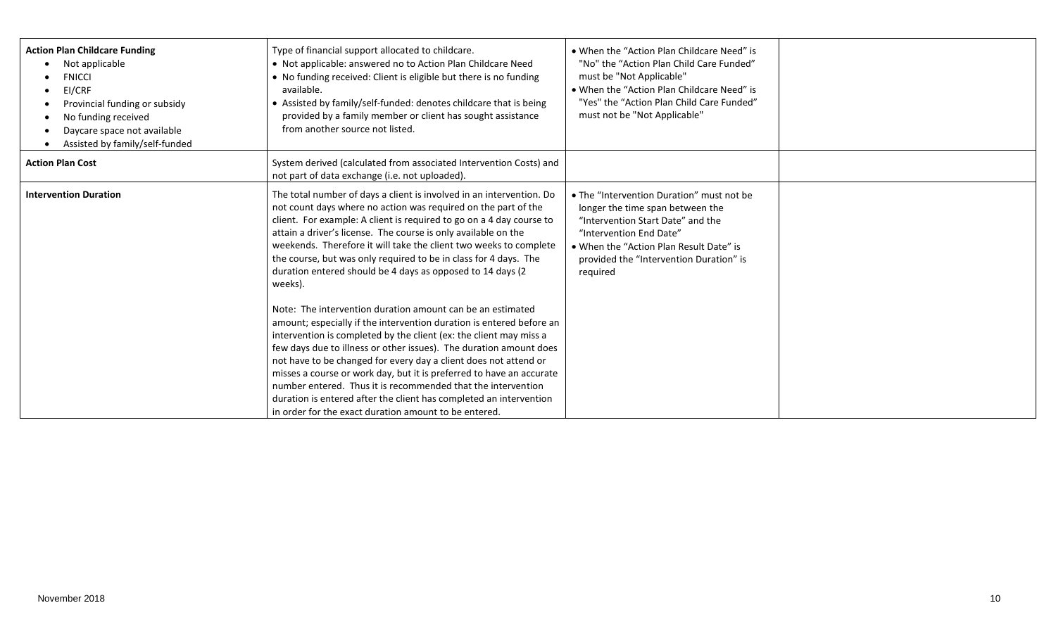| | | | |
|---|---|---|---|
| **Action Plan Childcare Funding**<br>• Not applicable<br>• FNICCI<br>• EI/CRF<br>• Provincial funding or subsidy<br>• No funding received<br>• Daycare space not available<br>• Assisted by family/self-funded | Type of financial support allocated to childcare.<br>• Not applicable: answered no to Action Plan Childcare Need<br>• No funding received: Client is eligible but there is no funding available.<br>• Assisted by family/self-funded: denotes childcare that is being provided by a family member or client has sought assistance from another source not listed. | • When the "Action Plan Childcare Need" is "No" the "Action Plan Child Care Funded" must be "Not Applicable"<br>• When the "Action Plan Childcare Need" is "Yes" the "Action Plan Child Care Funded" must not be "Not Applicable" | |
| **Action Plan Cost** | System derived (calculated from associated Intervention Costs) and not part of data exchange (i.e. not uploaded). | | |
| **Intervention Duration** | The total number of days a client is involved in an intervention. Do not count days where no action was required on the part of the client. For example: A client is required to go on a 4 day course to attain a driver's license. The course is only available on the weekends. Therefore it will take the client two weeks to complete the course, but was only required to be in class for 4 days. The duration entered should be 4 days as opposed to 14 days (2 weeks).<br><br>Note: The intervention duration amount can be an estimated amount; especially if the intervention duration is entered before an intervention is completed by the client (ex: the client may miss a few days due to illness or other issues). The duration amount does not have to be changed for every day a client does not attend or misses a course or work day, but it is preferred to have an accurate number entered. Thus it is recommended that the intervention duration is entered after the client has completed an intervention in order for the exact duration amount to be entered. | • The "Intervention Duration" must not be longer the time span between the "Intervention Start Date" and the "Intervention End Date"<br>• When the "Action Plan Result Date" is provided the "Intervention Duration" is required | |

November 2018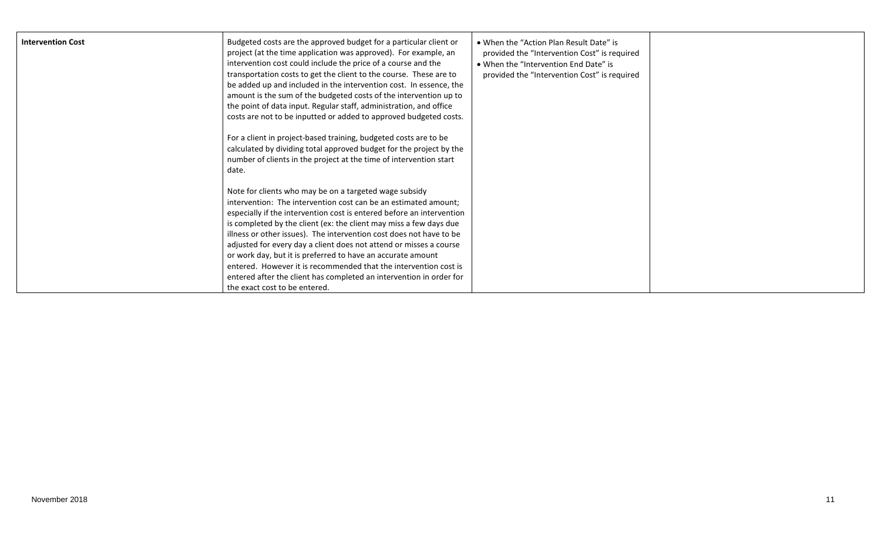| | | | |
|---|---|---|---|
| **Intervention Cost** | Budgeted costs are the approved budget for a particular client or project (at the time application was approved). For example, an intervention cost could include the price of a course and the transportation costs to get the client to the course. These are to be added up and included in the intervention cost. In essence, the amount is the sum of the budgeted costs of the intervention up to the point of data input. Regular staff, administration, and office costs are not to be inputted or added to approved budgeted costs.<br><br>For a client in project-based training, budgeted costs are to be calculated by dividing total approved budget for the project by the number of clients in the project at the time of intervention start date.<br><br>Note for clients who may be on a targeted wage subsidy intervention: The intervention cost can be an estimated amount; especially if the intervention cost is entered before an intervention is completed by the client (ex: the client may miss a few days due illness or other issues). The intervention cost does not have to be adjusted for every day a client does not attend or misses a course or work day, but it is preferred to have an accurate amount entered. However it is recommended that the intervention cost is entered after the client has completed an intervention in order for the exact cost to be entered. | • When the "Action Plan Result Date" is provided the "Intervention Cost" is required<br>• When the "Intervention End Date" is provided the "Intervention Cost" is required | |

November 2018